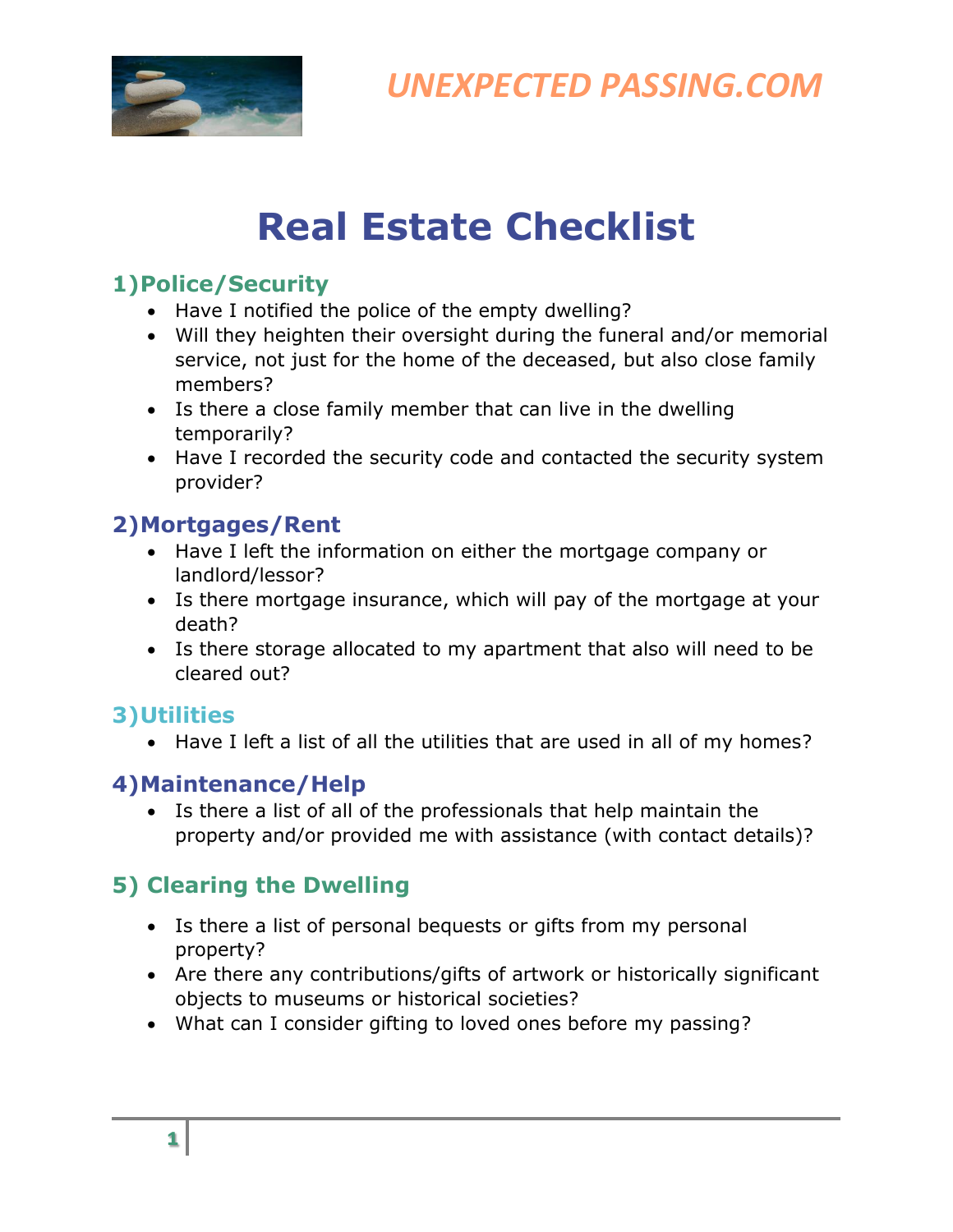UNEXPECTED PASSING.COM

# Real Estate Checklist

## 1)Police/Security

- Have I notified the police of the empty dwelling?
- Will they heighten their oversight during the funeral and/or memorial service, not just for the home of the deceased, but also close family members?
- Is there a close family member that can live in the dwelling temporarily?
- Have I recorded the security code and contacted the security system provider?

## 2)Mortgages/Rent

- Have I left the information on either the mortgage company or landlord/lessor?
- Is there mortgage insurance, which will pay of the mortgage at your death?
- Is there storage allocated to my apartment that also will need to be cleared out?

## 3)Utilities

- Have I left a list of all the utilities that are used in all of my homes?

## 4)Maintenance/Help

- Is there a list of all of the professionals that help maintain the property and/or provided me with assistance (with contact details)?

## 5) Clearing the Dwelling

- Is there a list of personal bequests or gifts from my personal property?
- Are there any contributions/gifts of artwork or historically significant objects to museums or historical societies?
- What can I consider gifting to loved ones before my passing?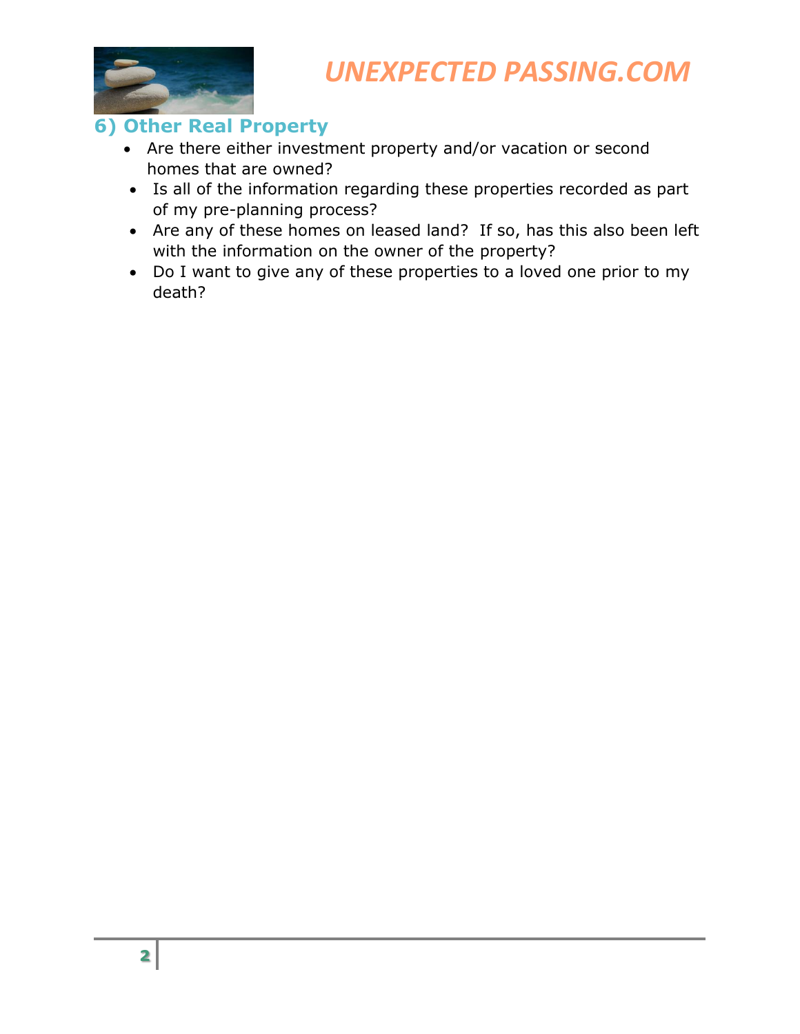## 6) Other Real Property

- Are there either investment property and/or vacation or second homes that are owned?
- Is all of the information regarding these properties recorded as part of my pre-planning process?
- Are any of these homes on leased land? If so, has this also been left with the information on the owner of the property?
- Do I want to give any of these properties to a loved one prior to my death?